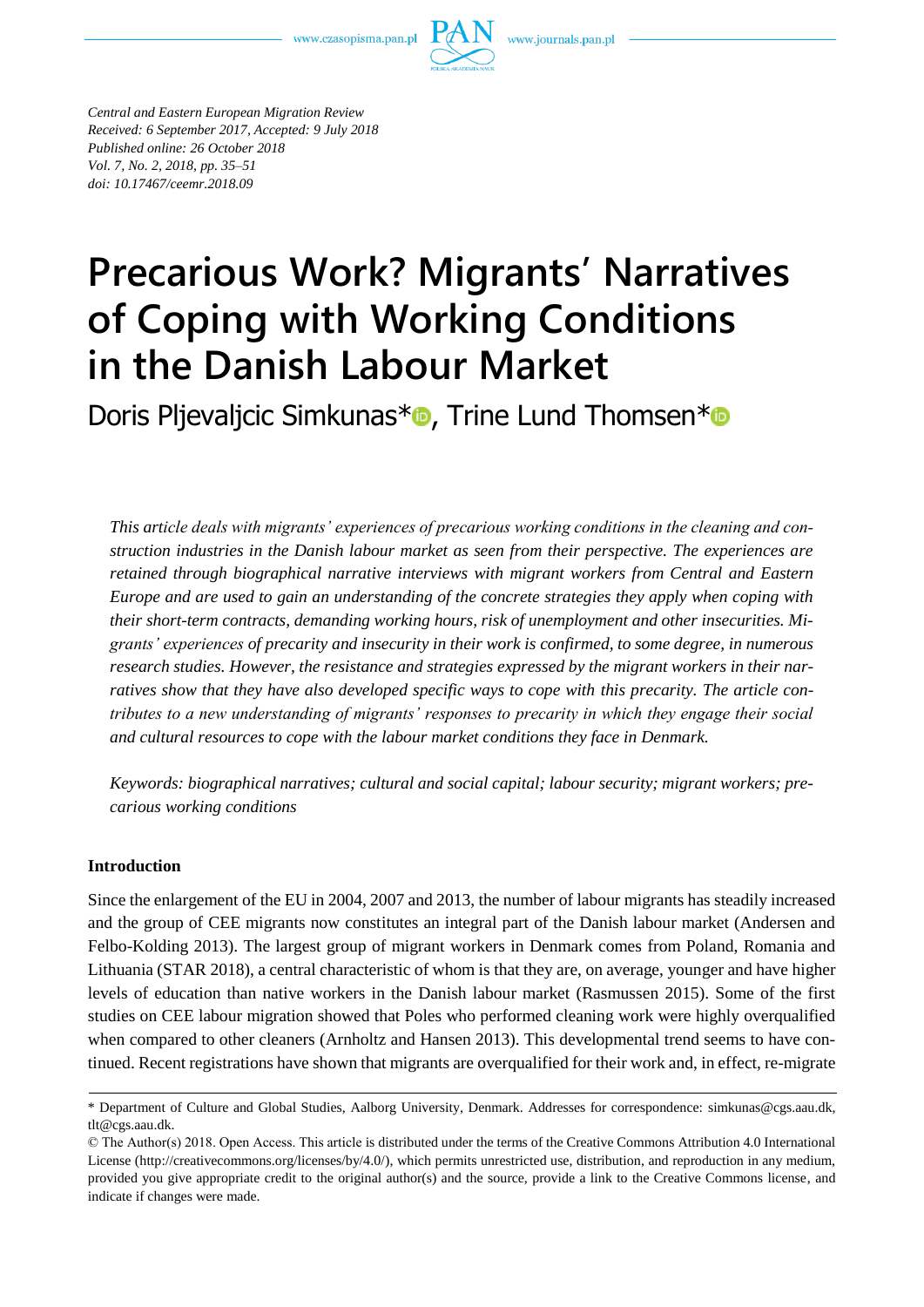*Central and Eastern European Migration Review*
*Received: 6 September 2017, Accepted: 9 July 2018*
*Published online: 26 October 2018*
*Vol. 7, No. 2, 2018, pp. 35–51*
*doi: 10.17467/ceemr.2018.09*

# Precarious Work? Migrants' Narratives of Coping with Working Conditions in the Danish Labour Market

Doris Pljevaljcic Simkunas*, Trine Lund Thomsen*

*This article deals with migrants' experiences of precarious working conditions in the cleaning and construction industries in the Danish labour market as seen from their perspective. The experiences are retained through biographical narrative interviews with migrant workers from Central and Eastern Europe and are used to gain an understanding of the concrete strategies they apply when coping with their short-term contracts, demanding working hours, risk of unemployment and other insecurities. Migrants' experiences of precarity and insecurity in their work is confirmed, to some degree, in numerous research studies. However, the resistance and strategies expressed by the migrant workers in their narratives show that they have also developed specific ways to cope with this precarity. The article contributes to a new understanding of migrants' responses to precarity in which they engage their social and cultural resources to cope with the labour market conditions they face in Denmark.*

*Keywords: biographical narratives; cultural and social capital; labour security; migrant workers; precarious working conditions*

## Introduction

Since the enlargement of the EU in 2004, 2007 and 2013, the number of labour migrants has steadily increased and the group of CEE migrants now constitutes an integral part of the Danish labour market (Andersen and Felbo-Kolding 2013). The largest group of migrant workers in Denmark comes from Poland, Romania and Lithuania (STAR 2018), a central characteristic of whom is that they are, on average, younger and have higher levels of education than native workers in the Danish labour market (Rasmussen 2015). Some of the first studies on CEE labour migration showed that Poles who performed cleaning work were highly overqualified when compared to other cleaners (Arnholtz and Hansen 2013). This developmental trend seems to have continued. Recent registrations have shown that migrants are overqualified for their work and, in effect, re-migrate

---

* Department of Culture and Global Studies, Aalborg University, Denmark. Addresses for correspondence: simkunas@cgs.aau.dk, tlt@cgs.aau.dk.

© The Author(s) 2018. Open Access. This article is distributed under the terms of the Creative Commons Attribution 4.0 International License (http://creativecommons.org/licenses/by/4.0/), which permits unrestricted use, distribution, and reproduction in any medium, provided you give appropriate credit to the original author(s) and the source, provide a link to the Creative Commons license, and indicate if changes were made.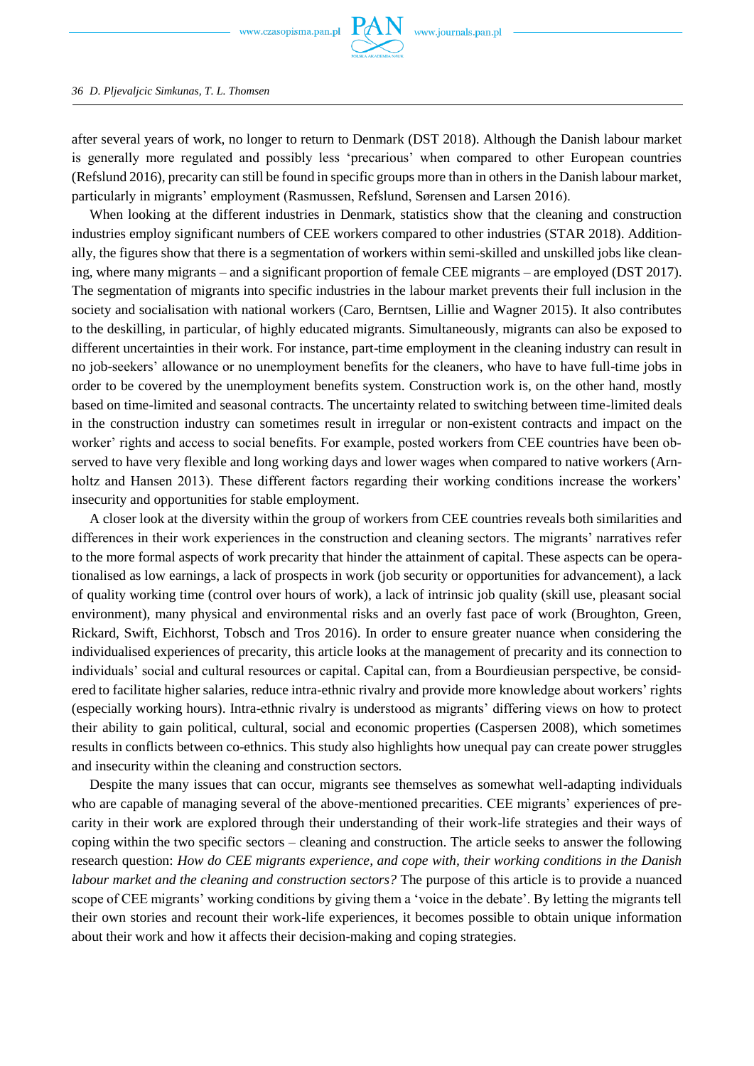after several years of work, no longer to return to Denmark (DST 2018). Although the Danish labour market is generally more regulated and possibly less 'precarious' when compared to other European countries (Refslund 2016), precarity can still be found in specific groups more than in others in the Danish labour market, particularly in migrants' employment (Rasmussen, Refslund, Sørensen and Larsen 2016).

When looking at the different industries in Denmark, statistics show that the cleaning and construction industries employ significant numbers of CEE workers compared to other industries (STAR 2018). Additionally, the figures show that there is a segmentation of workers within semi-skilled and unskilled jobs like cleaning, where many migrants – and a significant proportion of female CEE migrants – are employed (DST 2017). The segmentation of migrants into specific industries in the labour market prevents their full inclusion in the society and socialisation with national workers (Caro, Berntsen, Lillie and Wagner 2015). It also contributes to the deskilling, in particular, of highly educated migrants. Simultaneously, migrants can also be exposed to different uncertainties in their work. For instance, part-time employment in the cleaning industry can result in no job-seekers' allowance or no unemployment benefits for the cleaners, who have to have full-time jobs in order to be covered by the unemployment benefits system. Construction work is, on the other hand, mostly based on time-limited and seasonal contracts. The uncertainty related to switching between time-limited deals in the construction industry can sometimes result in irregular or non-existent contracts and impact on the worker' rights and access to social benefits. For example, posted workers from CEE countries have been observed to have very flexible and long working days and lower wages when compared to native workers (Arnholtz and Hansen 2013). These different factors regarding their working conditions increase the workers' insecurity and opportunities for stable employment.

A closer look at the diversity within the group of workers from CEE countries reveals both similarities and differences in their work experiences in the construction and cleaning sectors. The migrants' narratives refer to the more formal aspects of work precarity that hinder the attainment of capital. These aspects can be operationalised as low earnings, a lack of prospects in work (job security or opportunities for advancement), a lack of quality working time (control over hours of work), a lack of intrinsic job quality (skill use, pleasant social environment), many physical and environmental risks and an overly fast pace of work (Broughton, Green, Rickard, Swift, Eichhorst, Tobsch and Tros 2016). In order to ensure greater nuance when considering the individualised experiences of precarity, this article looks at the management of precarity and its connection to individuals' social and cultural resources or capital. Capital can, from a Bourdieusian perspective, be considered to facilitate higher salaries, reduce intra-ethnic rivalry and provide more knowledge about workers' rights (especially working hours). Intra-ethnic rivalry is understood as migrants' differing views on how to protect their ability to gain political, cultural, social and economic properties (Caspersen 2008), which sometimes results in conflicts between co-ethnics. This study also highlights how unequal pay can create power struggles and insecurity within the cleaning and construction sectors.

Despite the many issues that can occur, migrants see themselves as somewhat well-adapting individuals who are capable of managing several of the above-mentioned precarities. CEE migrants' experiences of precarity in their work are explored through their understanding of their work-life strategies and their ways of coping within the two specific sectors – cleaning and construction. The article seeks to answer the following research question: *How do CEE migrants experience, and cope with, their working conditions in the Danish labour market and the cleaning and construction sectors?* The purpose of this article is to provide a nuanced scope of CEE migrants' working conditions by giving them a 'voice in the debate'. By letting the migrants tell their own stories and recount their work-life experiences, it becomes possible to obtain unique information about their work and how it affects their decision-making and coping strategies.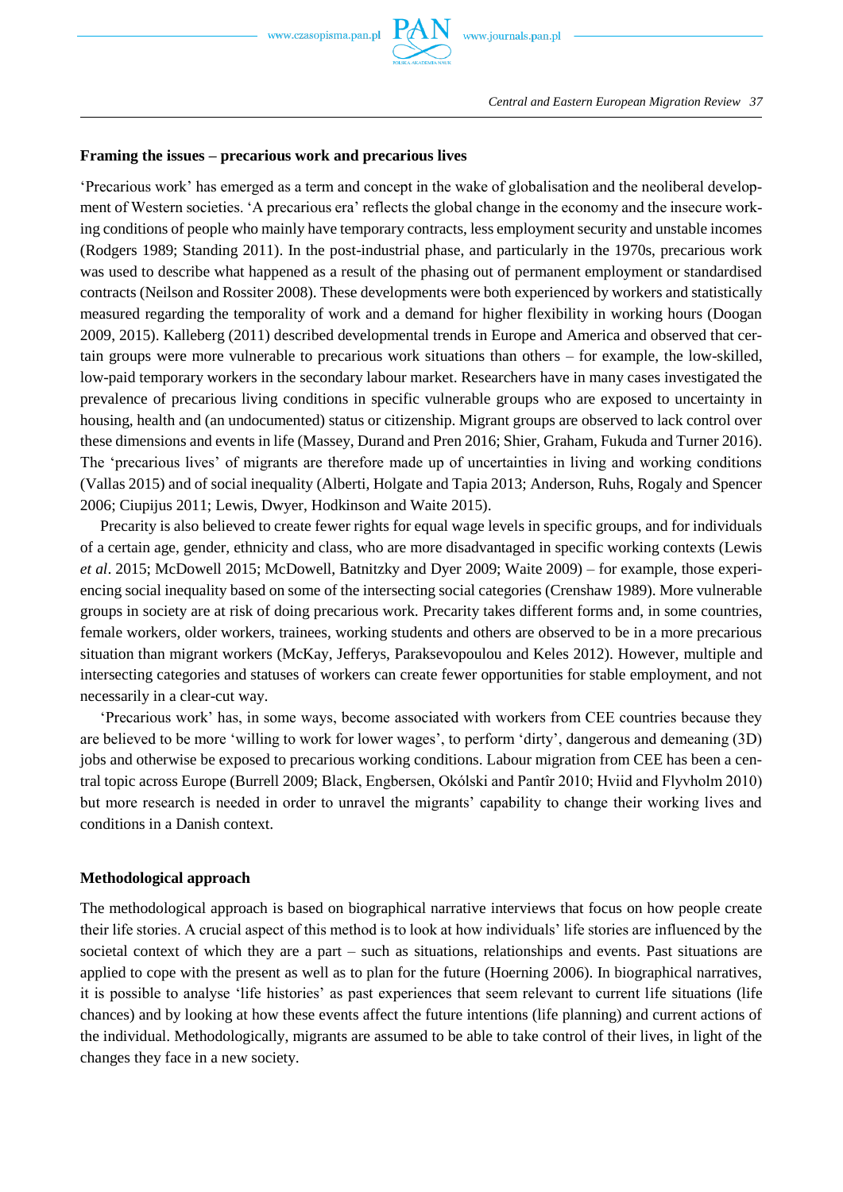## Framing the issues – precarious work and precarious lives

'Precarious work' has emerged as a term and concept in the wake of globalisation and the neoliberal development of Western societies. 'A precarious era' reflects the global change in the economy and the insecure working conditions of people who mainly have temporary contracts, less employment security and unstable incomes (Rodgers 1989; Standing 2011). In the post-industrial phase, and particularly in the 1970s, precarious work was used to describe what happened as a result of the phasing out of permanent employment or standardised contracts (Neilson and Rossiter 2008). These developments were both experienced by workers and statistically measured regarding the temporality of work and a demand for higher flexibility in working hours (Doogan 2009, 2015). Kalleberg (2011) described developmental trends in Europe and America and observed that certain groups were more vulnerable to precarious work situations than others – for example, the low-skilled, low-paid temporary workers in the secondary labour market. Researchers have in many cases investigated the prevalence of precarious living conditions in specific vulnerable groups who are exposed to uncertainty in housing, health and (an undocumented) status or citizenship. Migrant groups are observed to lack control over these dimensions and events in life (Massey, Durand and Pren 2016; Shier, Graham, Fukuda and Turner 2016). The 'precarious lives' of migrants are therefore made up of uncertainties in living and working conditions (Vallas 2015) and of social inequality (Alberti, Holgate and Tapia 2013; Anderson, Ruhs, Rogaly and Spencer 2006; Ciupijus 2011; Lewis, Dwyer, Hodkinson and Waite 2015).

Precarity is also believed to create fewer rights for equal wage levels in specific groups, and for individuals of a certain age, gender, ethnicity and class, who are more disadvantaged in specific working contexts (Lewis *et al*. 2015; McDowell 2015; McDowell, Batnitzky and Dyer 2009; Waite 2009) – for example, those experiencing social inequality based on some of the intersecting social categories (Crenshaw 1989). More vulnerable groups in society are at risk of doing precarious work. Precarity takes different forms and, in some countries, female workers, older workers, trainees, working students and others are observed to be in a more precarious situation than migrant workers (McKay, Jefferys, Paraksevopoulou and Keles 2012). However, multiple and intersecting categories and statuses of workers can create fewer opportunities for stable employment, and not necessarily in a clear-cut way.

'Precarious work' has, in some ways, become associated with workers from CEE countries because they are believed to be more 'willing to work for lower wages', to perform 'dirty', dangerous and demeaning (3D) jobs and otherwise be exposed to precarious working conditions. Labour migration from CEE has been a central topic across Europe (Burrell 2009; Black, Engbersen, Okólski and Pantîr 2010; Hviid and Flyvholm 2010) but more research is needed in order to unravel the migrants' capability to change their working lives and conditions in a Danish context.

## Methodological approach

The methodological approach is based on biographical narrative interviews that focus on how people create their life stories. A crucial aspect of this method is to look at how individuals' life stories are influenced by the societal context of which they are a part – such as situations, relationships and events. Past situations are applied to cope with the present as well as to plan for the future (Hoerning 2006). In biographical narratives, it is possible to analyse 'life histories' as past experiences that seem relevant to current life situations (life chances) and by looking at how these events affect the future intentions (life planning) and current actions of the individual. Methodologically, migrants are assumed to be able to take control of their lives, in light of the changes they face in a new society.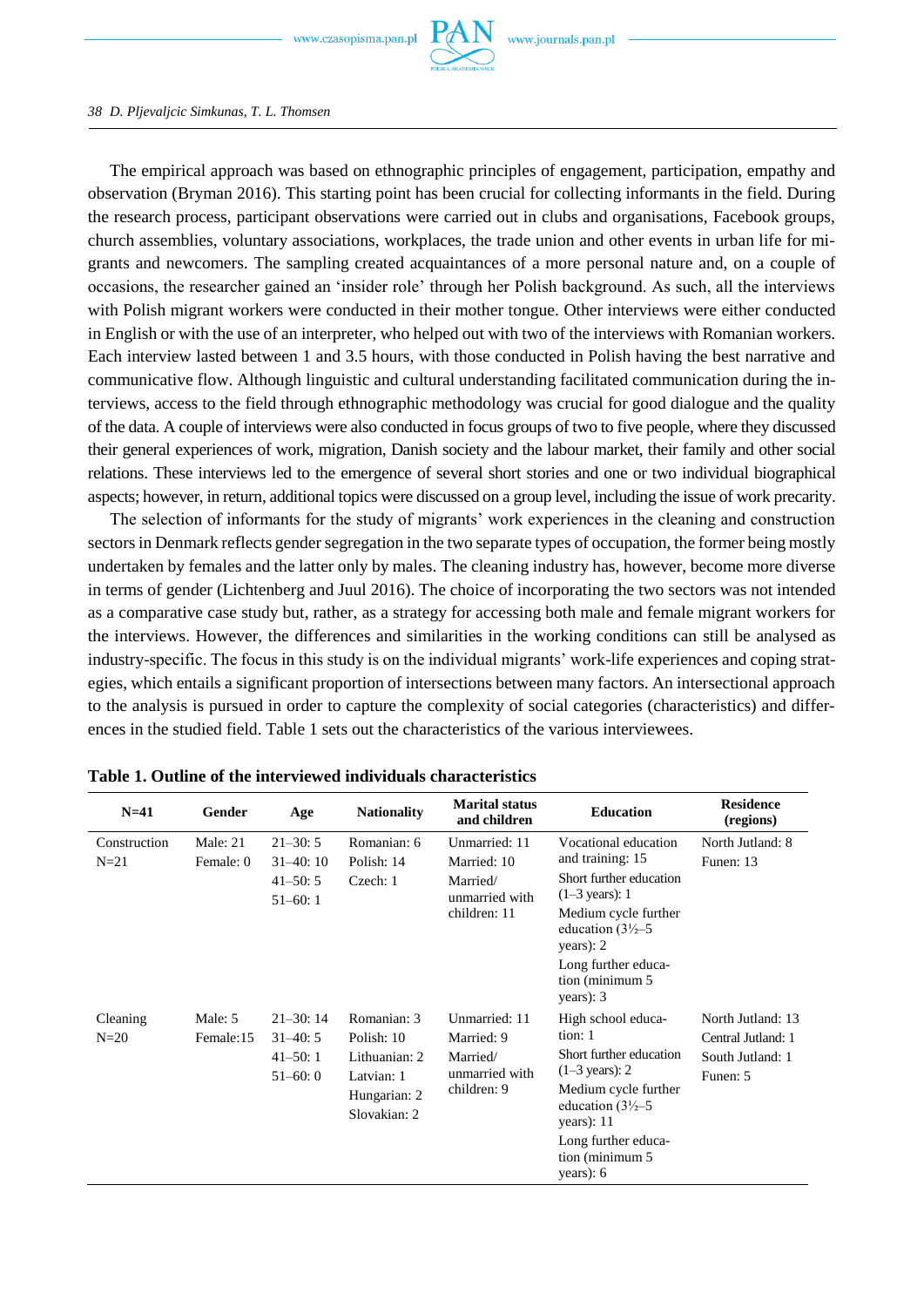The empirical approach was based on ethnographic principles of engagement, participation, empathy and observation (Bryman 2016). This starting point has been crucial for collecting informants in the field. During the research process, participant observations were carried out in clubs and organisations, Facebook groups, church assemblies, voluntary associations, workplaces, the trade union and other events in urban life for migrants and newcomers. The sampling created acquaintances of a more personal nature and, on a couple of occasions, the researcher gained an 'insider role' through her Polish background. As such, all the interviews with Polish migrant workers were conducted in their mother tongue. Other interviews were either conducted in English or with the use of an interpreter, who helped out with two of the interviews with Romanian workers. Each interview lasted between 1 and 3.5 hours, with those conducted in Polish having the best narrative and communicative flow. Although linguistic and cultural understanding facilitated communication during the interviews, access to the field through ethnographic methodology was crucial for good dialogue and the quality of the data. A couple of interviews were also conducted in focus groups of two to five people, where they discussed their general experiences of work, migration, Danish society and the labour market, their family and other social relations. These interviews led to the emergence of several short stories and one or two individual biographical aspects; however, in return, additional topics were discussed on a group level, including the issue of work precarity.

The selection of informants for the study of migrants' work experiences in the cleaning and construction sectors in Denmark reflects gender segregation in the two separate types of occupation, the former being mostly undertaken by females and the latter only by males. The cleaning industry has, however, become more diverse in terms of gender (Lichtenberg and Juul 2016). The choice of incorporating the two sectors was not intended as a comparative case study but, rather, as a strategy for accessing both male and female migrant workers for the interviews. However, the differences and similarities in the working conditions can still be analysed as industry-specific. The focus in this study is on the individual migrants' work-life experiences and coping strategies, which entails a significant proportion of intersections between many factors. An intersectional approach to the analysis is pursued in order to capture the complexity of social categories (characteristics) and differences in the studied field. Table 1 sets out the characteristics of the various interviewees.

**Table 1. Outline of the interviewed individuals characteristics**

| N=41 | Gender | Age | Nationality | Marital status and children | Education | Residence (regions) |
|---|---|---|---|---|---|---|
| Construction<br>N=21 | Male: 21<br>Female: 0 | 21–30: 5<br>31–40: 10<br>41–50: 5<br>51–60: 1 | Romanian: 6<br>Polish: 14<br>Czech: 1 | Unmarried: 11<br>Married: 10<br>Married/unmarried with children: 11 | Vocational education and training: 15<br>Short further education (1–3 years): 1<br>Medium cycle further education (3½–5 years): 2<br>Long further education (minimum 5 years): 3 | North Jutland: 8<br>Funen: 13 |
| Cleaning<br>N=20 | Male: 5<br>Female:15 | 21–30: 14<br>31–40: 5<br>41–50: 1<br>51–60: 0 | Romanian: 3<br>Polish: 10<br>Lithuanian: 2<br>Latvian: 1<br>Hungarian: 2<br>Slovakian: 2 | Unmarried: 11<br>Married: 9<br>Married/unmarried with children: 9 | High school education: 1<br>Short further education (1–3 years): 2<br>Medium cycle further education (3½–5 years): 11<br>Long further education (minimum 5 years): 6 | North Jutland: 13<br>Central Jutland: 1<br>South Jutland: 1<br>Funen: 5 |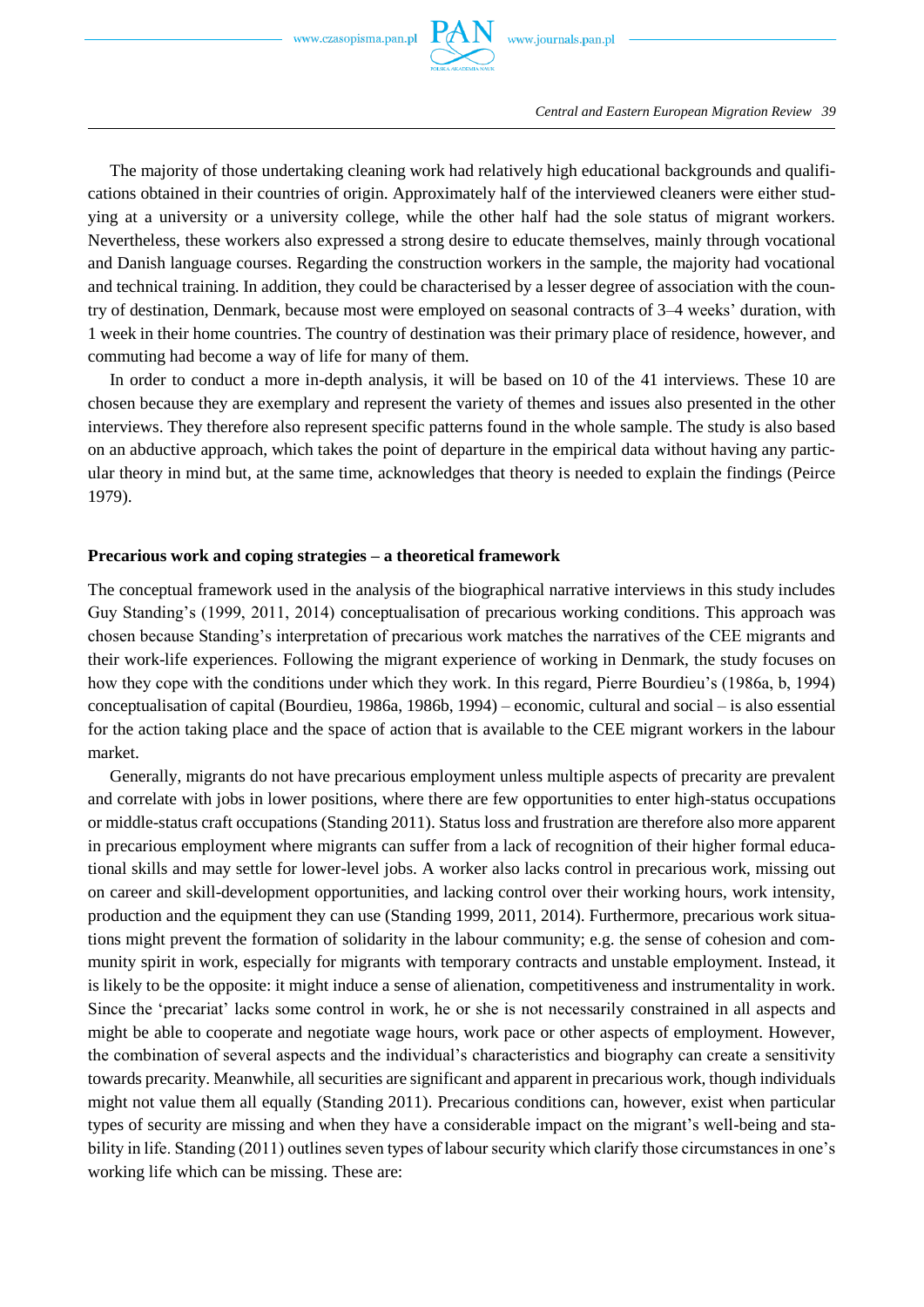The majority of those undertaking cleaning work had relatively high educational backgrounds and qualifications obtained in their countries of origin. Approximately half of the interviewed cleaners were either studying at a university or a university college, while the other half had the sole status of migrant workers. Nevertheless, these workers also expressed a strong desire to educate themselves, mainly through vocational and Danish language courses. Regarding the construction workers in the sample, the majority had vocational and technical training. In addition, they could be characterised by a lesser degree of association with the country of destination, Denmark, because most were employed on seasonal contracts of 3–4 weeks' duration, with 1 week in their home countries. The country of destination was their primary place of residence, however, and commuting had become a way of life for many of them.

In order to conduct a more in-depth analysis, it will be based on 10 of the 41 interviews. These 10 are chosen because they are exemplary and represent the variety of themes and issues also presented in the other interviews. They therefore also represent specific patterns found in the whole sample. The study is also based on an abductive approach, which takes the point of departure in the empirical data without having any particular theory in mind but, at the same time, acknowledges that theory is needed to explain the findings (Peirce 1979).

## Precarious work and coping strategies – a theoretical framework

The conceptual framework used in the analysis of the biographical narrative interviews in this study includes Guy Standing's (1999, 2011, 2014) conceptualisation of precarious working conditions. This approach was chosen because Standing's interpretation of precarious work matches the narratives of the CEE migrants and their work-life experiences. Following the migrant experience of working in Denmark, the study focuses on how they cope with the conditions under which they work. In this regard, Pierre Bourdieu's (1986a, b, 1994) conceptualisation of capital (Bourdieu, 1986a, 1986b, 1994) – economic, cultural and social – is also essential for the action taking place and the space of action that is available to the CEE migrant workers in the labour market.

Generally, migrants do not have precarious employment unless multiple aspects of precarity are prevalent and correlate with jobs in lower positions, where there are few opportunities to enter high-status occupations or middle-status craft occupations (Standing 2011). Status loss and frustration are therefore also more apparent in precarious employment where migrants can suffer from a lack of recognition of their higher formal educational skills and may settle for lower-level jobs. A worker also lacks control in precarious work, missing out on career and skill-development opportunities, and lacking control over their working hours, work intensity, production and the equipment they can use (Standing 1999, 2011, 2014). Furthermore, precarious work situations might prevent the formation of solidarity in the labour community; e.g. the sense of cohesion and community spirit in work, especially for migrants with temporary contracts and unstable employment. Instead, it is likely to be the opposite: it might induce a sense of alienation, competitiveness and instrumentality in work. Since the 'precariat' lacks some control in work, he or she is not necessarily constrained in all aspects and might be able to cooperate and negotiate wage hours, work pace or other aspects of employment. However, the combination of several aspects and the individual's characteristics and biography can create a sensitivity towards precarity. Meanwhile, all securities are significant and apparent in precarious work, though individuals might not value them all equally (Standing 2011). Precarious conditions can, however, exist when particular types of security are missing and when they have a considerable impact on the migrant's well-being and stability in life. Standing (2011) outlines seven types of labour security which clarify those circumstances in one's working life which can be missing. These are: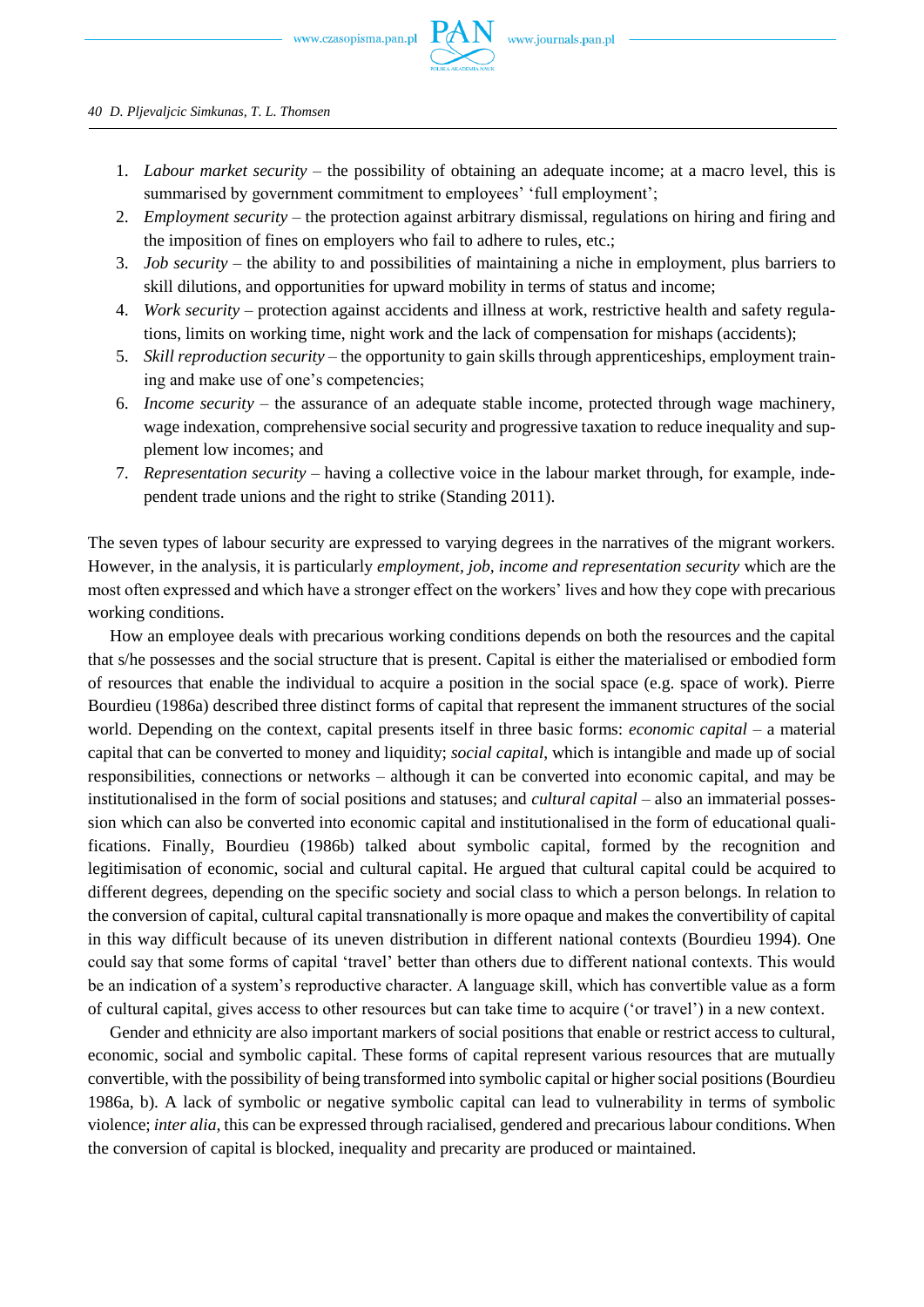1. *Labour market security* – the possibility of obtaining an adequate income; at a macro level, this is summarised by government commitment to employees' 'full employment';
2. *Employment security* – the protection against arbitrary dismissal, regulations on hiring and firing and the imposition of fines on employers who fail to adhere to rules, etc.;
3. *Job security* – the ability to and possibilities of maintaining a niche in employment, plus barriers to skill dilutions, and opportunities for upward mobility in terms of status and income;
4. *Work security* – protection against accidents and illness at work, restrictive health and safety regulations, limits on working time, night work and the lack of compensation for mishaps (accidents);
5. *Skill reproduction security* – the opportunity to gain skills through apprenticeships, employment training and make use of one's competencies;
6. *Income security* – the assurance of an adequate stable income, protected through wage machinery, wage indexation, comprehensive social security and progressive taxation to reduce inequality and supplement low incomes; and
7. *Representation security* – having a collective voice in the labour market through, for example, independent trade unions and the right to strike (Standing 2011).

The seven types of labour security are expressed to varying degrees in the narratives of the migrant workers. However, in the analysis, it is particularly *employment, job, income and representation security* which are the most often expressed and which have a stronger effect on the workers' lives and how they cope with precarious working conditions.

How an employee deals with precarious working conditions depends on both the resources and the capital that s/he possesses and the social structure that is present. Capital is either the materialised or embodied form of resources that enable the individual to acquire a position in the social space (e.g. space of work). Pierre Bourdieu (1986a) described three distinct forms of capital that represent the immanent structures of the social world. Depending on the context, capital presents itself in three basic forms: *economic capital* – a material capital that can be converted to money and liquidity; *social capital*, which is intangible and made up of social responsibilities, connections or networks – although it can be converted into economic capital, and may be institutionalised in the form of social positions and statuses; and *cultural capital* – also an immaterial possession which can also be converted into economic capital and institutionalised in the form of educational qualifications. Finally, Bourdieu (1986b) talked about symbolic capital, formed by the recognition and legitimisation of economic, social and cultural capital. He argued that cultural capital could be acquired to different degrees, depending on the specific society and social class to which a person belongs. In relation to the conversion of capital, cultural capital transnationally is more opaque and makes the convertibility of capital in this way difficult because of its uneven distribution in different national contexts (Bourdieu 1994). One could say that some forms of capital 'travel' better than others due to different national contexts. This would be an indication of a system's reproductive character. A language skill, which has convertible value as a form of cultural capital, gives access to other resources but can take time to acquire ('or travel') in a new context.

Gender and ethnicity are also important markers of social positions that enable or restrict access to cultural, economic, social and symbolic capital. These forms of capital represent various resources that are mutually convertible, with the possibility of being transformed into symbolic capital or higher social positions (Bourdieu 1986a, b). A lack of symbolic or negative symbolic capital can lead to vulnerability in terms of symbolic violence; *inter alia*, this can be expressed through racialised, gendered and precarious labour conditions. When the conversion of capital is blocked, inequality and precarity are produced or maintained.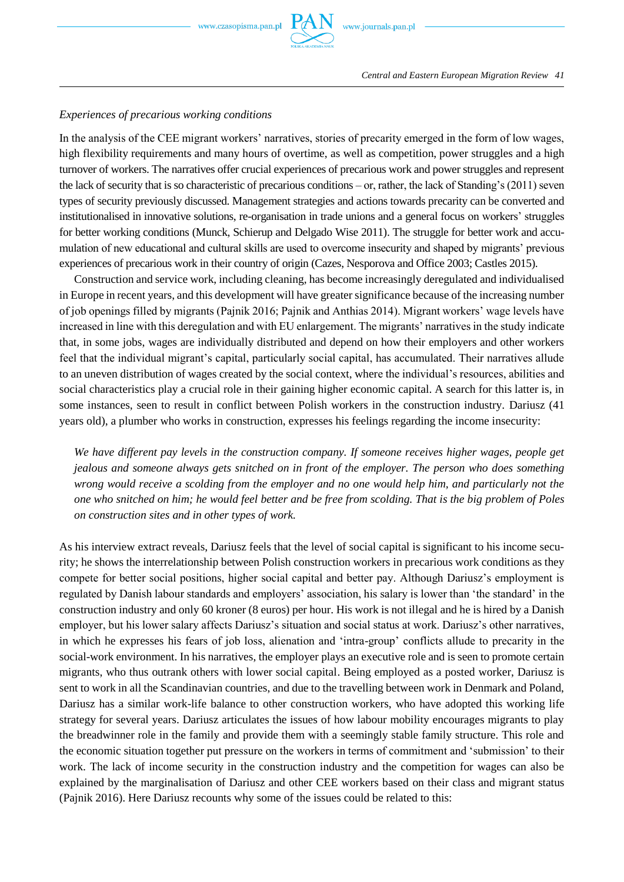*Experiences of precarious working conditions*

In the analysis of the CEE migrant workers' narratives, stories of precarity emerged in the form of low wages, high flexibility requirements and many hours of overtime, as well as competition, power struggles and a high turnover of workers. The narratives offer crucial experiences of precarious work and power struggles and represent the lack of security that is so characteristic of precarious conditions – or, rather, the lack of Standing's (2011) seven types of security previously discussed. Management strategies and actions towards precarity can be converted and institutionalised in innovative solutions, re-organisation in trade unions and a general focus on workers' struggles for better working conditions (Munck, Schierup and Delgado Wise 2011). The struggle for better work and accumulation of new educational and cultural skills are used to overcome insecurity and shaped by migrants' previous experiences of precarious work in their country of origin (Cazes, Nesporova and Office 2003; Castles 2015).

Construction and service work, including cleaning, has become increasingly deregulated and individualised in Europe in recent years, and this development will have greater significance because of the increasing number of job openings filled by migrants (Pajnik 2016; Pajnik and Anthias 2014). Migrant workers' wage levels have increased in line with this deregulation and with EU enlargement. The migrants' narratives in the study indicate that, in some jobs, wages are individually distributed and depend on how their employers and other workers feel that the individual migrant's capital, particularly social capital, has accumulated. Their narratives allude to an uneven distribution of wages created by the social context, where the individual's resources, abilities and social characteristics play a crucial role in their gaining higher economic capital. A search for this latter is, in some instances, seen to result in conflict between Polish workers in the construction industry. Dariusz (41 years old), a plumber who works in construction, expresses his feelings regarding the income insecurity:

> *We have different pay levels in the construction company. If someone receives higher wages, people get jealous and someone always gets snitched on in front of the employer. The person who does something wrong would receive a scolding from the employer and no one would help him, and particularly not the one who snitched on him; he would feel better and be free from scolding. That is the big problem of Poles on construction sites and in other types of work.*

As his interview extract reveals, Dariusz feels that the level of social capital is significant to his income security; he shows the interrelationship between Polish construction workers in precarious work conditions as they compete for better social positions, higher social capital and better pay. Although Dariusz's employment is regulated by Danish labour standards and employers' association, his salary is lower than 'the standard' in the construction industry and only 60 kroner (8 euros) per hour. His work is not illegal and he is hired by a Danish employer, but his lower salary affects Dariusz's situation and social status at work. Dariusz's other narratives, in which he expresses his fears of job loss, alienation and 'intra-group' conflicts allude to precarity in the social-work environment. In his narratives, the employer plays an executive role and is seen to promote certain migrants, who thus outrank others with lower social capital. Being employed as a posted worker, Dariusz is sent to work in all the Scandinavian countries, and due to the travelling between work in Denmark and Poland, Dariusz has a similar work-life balance to other construction workers, who have adopted this working life strategy for several years. Dariusz articulates the issues of how labour mobility encourages migrants to play the breadwinner role in the family and provide them with a seemingly stable family structure. This role and the economic situation together put pressure on the workers in terms of commitment and 'submission' to their work. The lack of income security in the construction industry and the competition for wages can also be explained by the marginalisation of Dariusz and other CEE workers based on their class and migrant status (Pajnik 2016). Here Dariusz recounts why some of the issues could be related to this: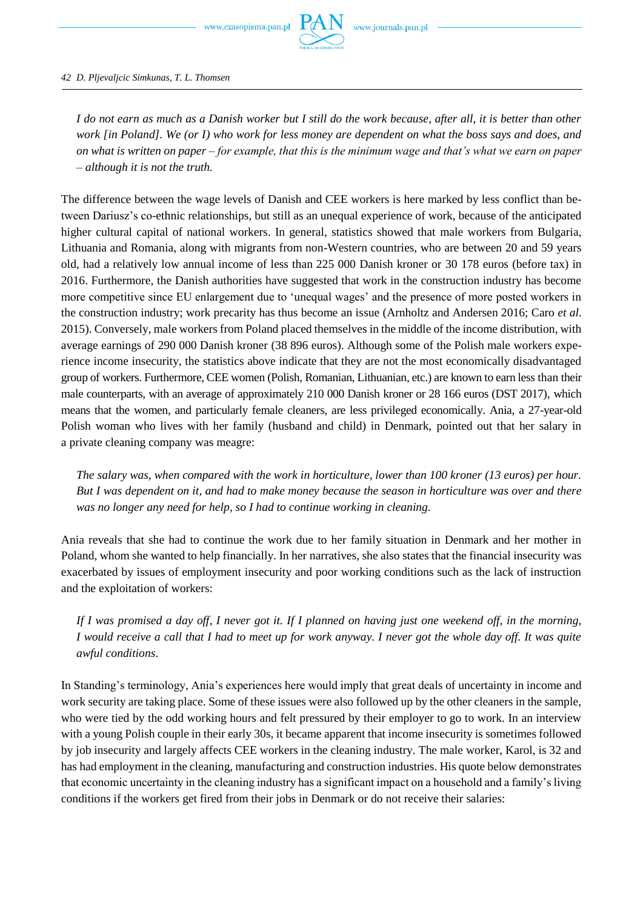*I do not earn as much as a Danish worker but I still do the work because, after all, it is better than other work [in Poland]. We (or I) who work for less money are dependent on what the boss says and does, and on what is written on paper – for example, that this is the minimum wage and that's what we earn on paper – although it is not the truth.*

The difference between the wage levels of Danish and CEE workers is here marked by less conflict than between Dariusz's co-ethnic relationships, but still as an unequal experience of work, because of the anticipated higher cultural capital of national workers. In general, statistics showed that male workers from Bulgaria, Lithuania and Romania, along with migrants from non-Western countries, who are between 20 and 59 years old, had a relatively low annual income of less than 225 000 Danish kroner or 30 178 euros (before tax) in 2016. Furthermore, the Danish authorities have suggested that work in the construction industry has become more competitive since EU enlargement due to 'unequal wages' and the presence of more posted workers in the construction industry; work precarity has thus become an issue (Arnholtz and Andersen 2016; Caro *et al.* 2015). Conversely, male workers from Poland placed themselves in the middle of the income distribution, with average earnings of 290 000 Danish kroner (38 896 euros). Although some of the Polish male workers experience income insecurity, the statistics above indicate that they are not the most economically disadvantaged group of workers. Furthermore, CEE women (Polish, Romanian, Lithuanian, etc.) are known to earn less than their male counterparts, with an average of approximately 210 000 Danish kroner or 28 166 euros (DST 2017), which means that the women, and particularly female cleaners, are less privileged economically. Ania, a 27-year-old Polish woman who lives with her family (husband and child) in Denmark, pointed out that her salary in a private cleaning company was meagre:

*The salary was, when compared with the work in horticulture, lower than 100 kroner (13 euros) per hour. But I was dependent on it, and had to make money because the season in horticulture was over and there was no longer any need for help, so I had to continue working in cleaning.*

Ania reveals that she had to continue the work due to her family situation in Denmark and her mother in Poland, whom she wanted to help financially. In her narratives, she also states that the financial insecurity was exacerbated by issues of employment insecurity and poor working conditions such as the lack of instruction and the exploitation of workers:

*If I was promised a day off, I never got it. If I planned on having just one weekend off, in the morning, I would receive a call that I had to meet up for work anyway. I never got the whole day off. It was quite awful conditions.*

In Standing's terminology, Ania's experiences here would imply that great deals of uncertainty in income and work security are taking place. Some of these issues were also followed up by the other cleaners in the sample, who were tied by the odd working hours and felt pressured by their employer to go to work. In an interview with a young Polish couple in their early 30s, it became apparent that income insecurity is sometimes followed by job insecurity and largely affects CEE workers in the cleaning industry. The male worker, Karol, is 32 and has had employment in the cleaning, manufacturing and construction industries. His quote below demonstrates that economic uncertainty in the cleaning industry has a significant impact on a household and a family's living conditions if the workers get fired from their jobs in Denmark or do not receive their salaries: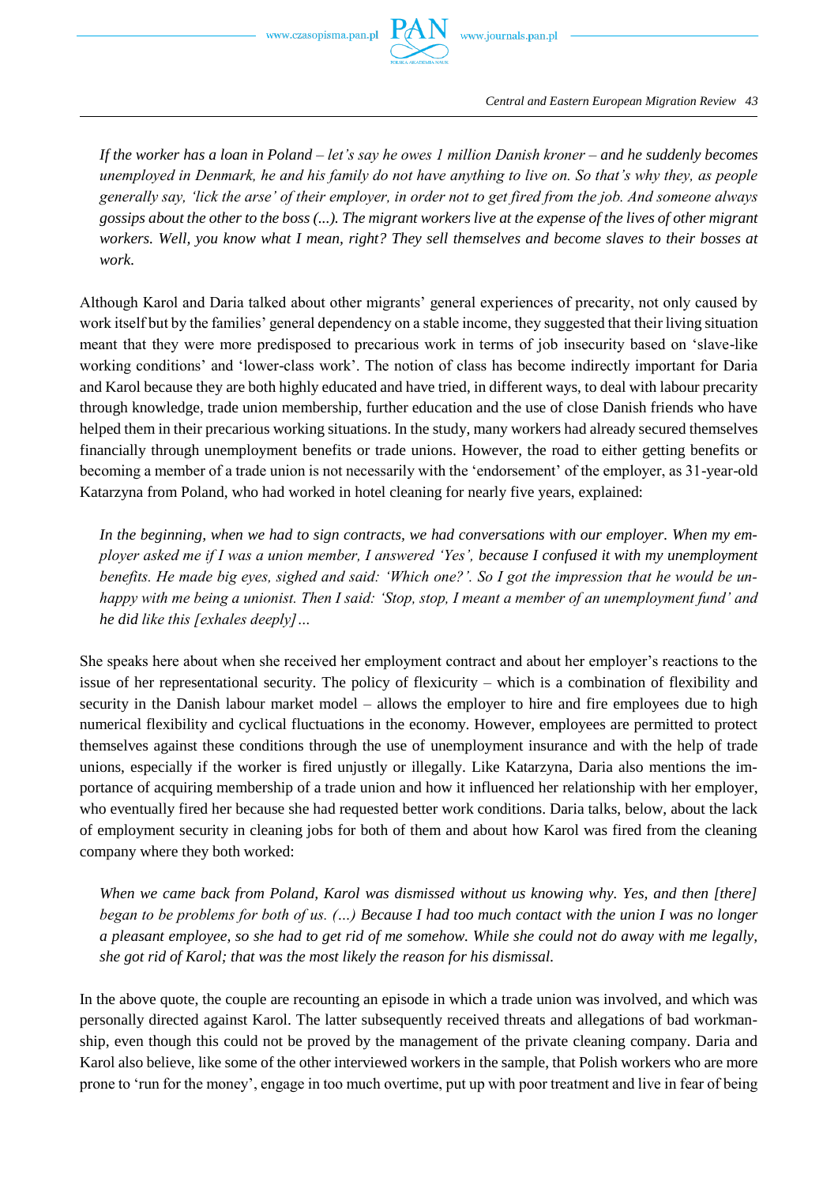*If the worker has a loan in Poland – let's say he owes 1 million Danish kroner – and he suddenly becomes unemployed in Denmark, he and his family do not have anything to live on. So that's why they, as people generally say, 'lick the arse' of their employer, in order not to get fired from the job. And someone always gossips about the other to the boss (...). The migrant workers live at the expense of the lives of other migrant workers. Well, you know what I mean, right? They sell themselves and become slaves to their bosses at work.*

Although Karol and Daria talked about other migrants' general experiences of precarity, not only caused by work itself but by the families' general dependency on a stable income, they suggested that their living situation meant that they were more predisposed to precarious work in terms of job insecurity based on 'slave-like working conditions' and 'lower-class work'. The notion of class has become indirectly important for Daria and Karol because they are both highly educated and have tried, in different ways, to deal with labour precarity through knowledge, trade union membership, further education and the use of close Danish friends who have helped them in their precarious working situations. In the study, many workers had already secured themselves financially through unemployment benefits or trade unions. However, the road to either getting benefits or becoming a member of a trade union is not necessarily with the 'endorsement' of the employer, as 31-year-old Katarzyna from Poland, who had worked in hotel cleaning for nearly five years, explained:

*In the beginning, when we had to sign contracts, we had conversations with our employer. When my employer asked me if I was a union member, I answered 'Yes', because I confused it with my unemployment benefits. He made big eyes, sighed and said: 'Which one?'. So I got the impression that he would be unhappy with me being a unionist. Then I said: 'Stop, stop, I meant a member of an unemployment fund' and he did like this [exhales deeply]...*

She speaks here about when she received her employment contract and about her employer's reactions to the issue of her representational security. The policy of flexicurity – which is a combination of flexibility and security in the Danish labour market model – allows the employer to hire and fire employees due to high numerical flexibility and cyclical fluctuations in the economy. However, employees are permitted to protect themselves against these conditions through the use of unemployment insurance and with the help of trade unions, especially if the worker is fired unjustly or illegally. Like Katarzyna, Daria also mentions the importance of acquiring membership of a trade union and how it influenced her relationship with her employer, who eventually fired her because she had requested better work conditions. Daria talks, below, about the lack of employment security in cleaning jobs for both of them and about how Karol was fired from the cleaning company where they both worked:

*When we came back from Poland, Karol was dismissed without us knowing why. Yes, and then [there] began to be problems for both of us. (...) Because I had too much contact with the union I was no longer a pleasant employee, so she had to get rid of me somehow. While she could not do away with me legally, she got rid of Karol; that was the most likely the reason for his dismissal.*

In the above quote, the couple are recounting an episode in which a trade union was involved, and which was personally directed against Karol. The latter subsequently received threats and allegations of bad workmanship, even though this could not be proved by the management of the private cleaning company. Daria and Karol also believe, like some of the other interviewed workers in the sample, that Polish workers who are more prone to 'run for the money', engage in too much overtime, put up with poor treatment and live in fear of being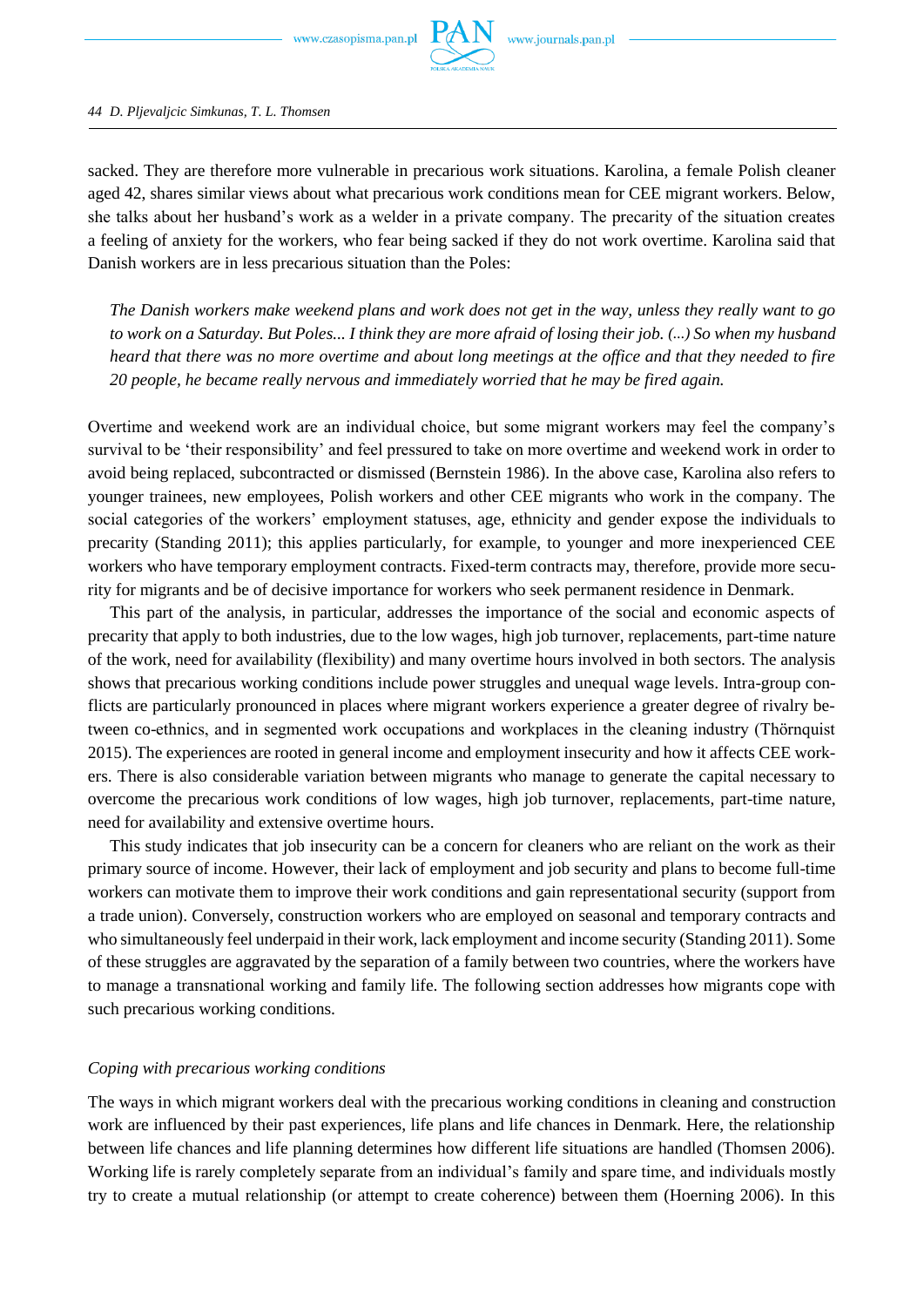sacked. They are therefore more vulnerable in precarious work situations. Karolina, a female Polish cleaner aged 42, shares similar views about what precarious work conditions mean for CEE migrant workers. Below, she talks about her husband's work as a welder in a private company. The precarity of the situation creates a feeling of anxiety for the workers, who fear being sacked if they do not work overtime. Karolina said that Danish workers are in less precarious situation than the Poles:

> *The Danish workers make weekend plans and work does not get in the way, unless they really want to go to work on a Saturday. But Poles... I think they are more afraid of losing their job. (...) So when my husband heard that there was no more overtime and about long meetings at the office and that they needed to fire 20 people, he became really nervous and immediately worried that he may be fired again.*

Overtime and weekend work are an individual choice, but some migrant workers may feel the company's survival to be 'their responsibility' and feel pressured to take on more overtime and weekend work in order to avoid being replaced, subcontracted or dismissed (Bernstein 1986). In the above case, Karolina also refers to younger trainees, new employees, Polish workers and other CEE migrants who work in the company. The social categories of the workers' employment statuses, age, ethnicity and gender expose the individuals to precarity (Standing 2011); this applies particularly, for example, to younger and more inexperienced CEE workers who have temporary employment contracts. Fixed-term contracts may, therefore, provide more security for migrants and be of decisive importance for workers who seek permanent residence in Denmark.

This part of the analysis, in particular, addresses the importance of the social and economic aspects of precarity that apply to both industries, due to the low wages, high job turnover, replacements, part-time nature of the work, need for availability (flexibility) and many overtime hours involved in both sectors. The analysis shows that precarious working conditions include power struggles and unequal wage levels. Intra-group conflicts are particularly pronounced in places where migrant workers experience a greater degree of rivalry between co-ethnics, and in segmented work occupations and workplaces in the cleaning industry (Thörnquist 2015). The experiences are rooted in general income and employment insecurity and how it affects CEE workers. There is also considerable variation between migrants who manage to generate the capital necessary to overcome the precarious work conditions of low wages, high job turnover, replacements, part-time nature, need for availability and extensive overtime hours.

This study indicates that job insecurity can be a concern for cleaners who are reliant on the work as their primary source of income. However, their lack of employment and job security and plans to become full-time workers can motivate them to improve their work conditions and gain representational security (support from a trade union). Conversely, construction workers who are employed on seasonal and temporary contracts and who simultaneously feel underpaid in their work, lack employment and income security (Standing 2011). Some of these struggles are aggravated by the separation of a family between two countries, where the workers have to manage a transnational working and family life. The following section addresses how migrants cope with such precarious working conditions.

### *Coping with precarious working conditions*

The ways in which migrant workers deal with the precarious working conditions in cleaning and construction work are influenced by their past experiences, life plans and life chances in Denmark. Here, the relationship between life chances and life planning determines how different life situations are handled (Thomsen 2006). Working life is rarely completely separate from an individual's family and spare time, and individuals mostly try to create a mutual relationship (or attempt to create coherence) between them (Hoerning 2006). In this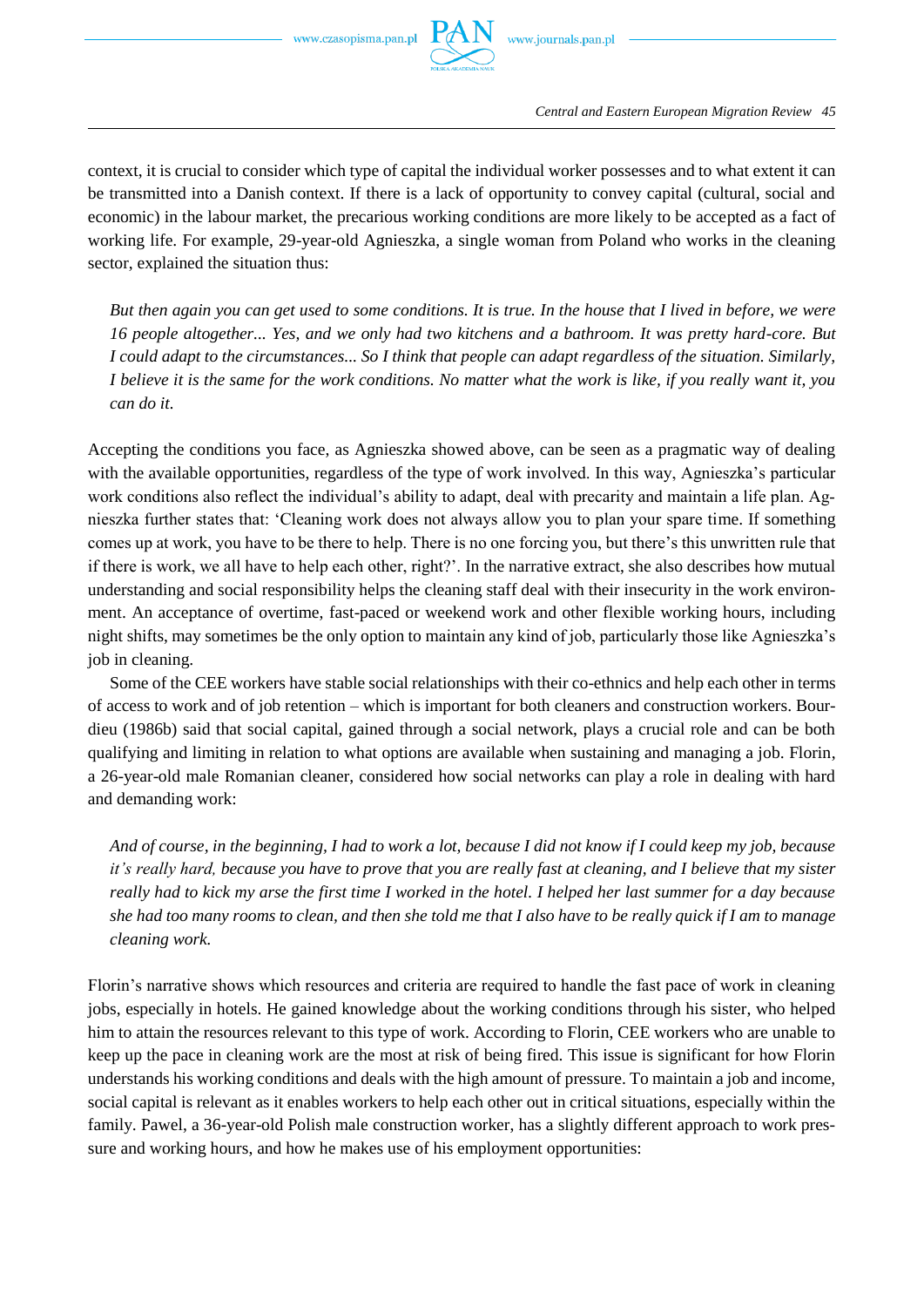context, it is crucial to consider which type of capital the individual worker possesses and to what extent it can be transmitted into a Danish context. If there is a lack of opportunity to convey capital (cultural, social and economic) in the labour market, the precarious working conditions are more likely to be accepted as a fact of working life. For example, 29-year-old Agnieszka, a single woman from Poland who works in the cleaning sector, explained the situation thus:

> *But then again you can get used to some conditions. It is true. In the house that I lived in before, we were 16 people altogether... Yes, and we only had two kitchens and a bathroom. It was pretty hard-core. But I could adapt to the circumstances... So I think that people can adapt regardless of the situation. Similarly, I believe it is the same for the work conditions. No matter what the work is like, if you really want it, you can do it.*

Accepting the conditions you face, as Agnieszka showed above, can be seen as a pragmatic way of dealing with the available opportunities, regardless of the type of work involved. In this way, Agnieszka's particular work conditions also reflect the individual's ability to adapt, deal with precarity and maintain a life plan. Agnieszka further states that: 'Cleaning work does not always allow you to plan your spare time. If something comes up at work, you have to be there to help. There is no one forcing you, but there's this unwritten rule that if there is work, we all have to help each other, right?'. In the narrative extract, she also describes how mutual understanding and social responsibility helps the cleaning staff deal with their insecurity in the work environment. An acceptance of overtime, fast-paced or weekend work and other flexible working hours, including night shifts, may sometimes be the only option to maintain any kind of job, particularly those like Agnieszka's job in cleaning.

Some of the CEE workers have stable social relationships with their co-ethnics and help each other in terms of access to work and of job retention – which is important for both cleaners and construction workers. Bourdieu (1986b) said that social capital, gained through a social network, plays a crucial role and can be both qualifying and limiting in relation to what options are available when sustaining and managing a job. Florin, a 26-year-old male Romanian cleaner, considered how social networks can play a role in dealing with hard and demanding work:

> *And of course, in the beginning, I had to work a lot, because I did not know if I could keep my job, because it's really hard, because you have to prove that you are really fast at cleaning, and I believe that my sister really had to kick my arse the first time I worked in the hotel. I helped her last summer for a day because she had too many rooms to clean, and then she told me that I also have to be really quick if I am to manage cleaning work.*

Florin's narrative shows which resources and criteria are required to handle the fast pace of work in cleaning jobs, especially in hotels. He gained knowledge about the working conditions through his sister, who helped him to attain the resources relevant to this type of work. According to Florin, CEE workers who are unable to keep up the pace in cleaning work are the most at risk of being fired. This issue is significant for how Florin understands his working conditions and deals with the high amount of pressure. To maintain a job and income, social capital is relevant as it enables workers to help each other out in critical situations, especially within the family. Pawel, a 36-year-old Polish male construction worker, has a slightly different approach to work pressure and working hours, and how he makes use of his employment opportunities: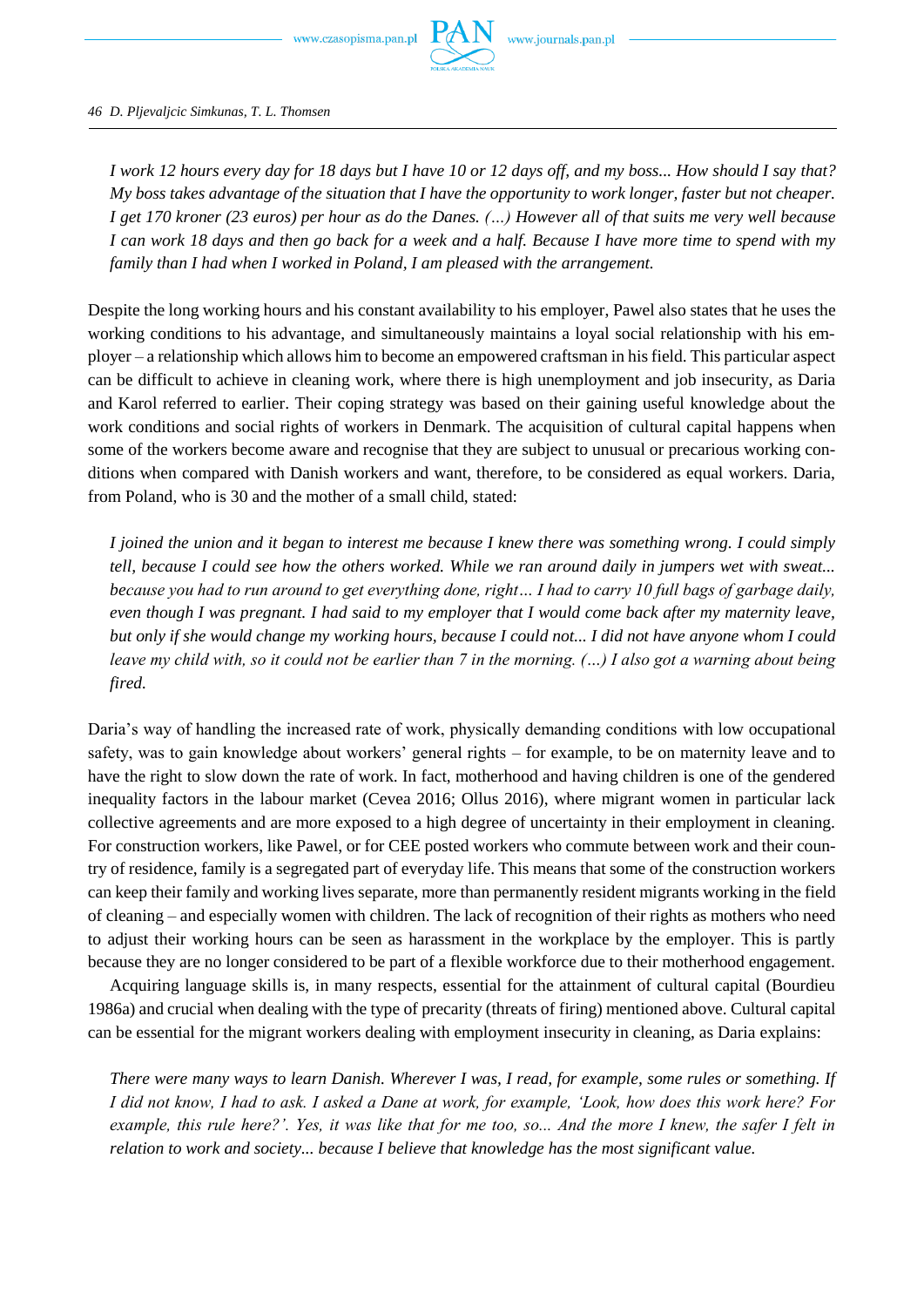*I work 12 hours every day for 18 days but I have 10 or 12 days off, and my boss... How should I say that? My boss takes advantage of the situation that I have the opportunity to work longer, faster but not cheaper. I get 170 kroner (23 euros) per hour as do the Danes. (…) However all of that suits me very well because I can work 18 days and then go back for a week and a half. Because I have more time to spend with my family than I had when I worked in Poland, I am pleased with the arrangement.*

Despite the long working hours and his constant availability to his employer, Pawel also states that he uses the working conditions to his advantage, and simultaneously maintains a loyal social relationship with his employer – a relationship which allows him to become an empowered craftsman in his field. This particular aspect can be difficult to achieve in cleaning work, where there is high unemployment and job insecurity, as Daria and Karol referred to earlier. Their coping strategy was based on their gaining useful knowledge about the work conditions and social rights of workers in Denmark. The acquisition of cultural capital happens when some of the workers become aware and recognise that they are subject to unusual or precarious working conditions when compared with Danish workers and want, therefore, to be considered as equal workers. Daria, from Poland, who is 30 and the mother of a small child, stated:

*I joined the union and it began to interest me because I knew there was something wrong. I could simply tell, because I could see how the others worked. While we ran around daily in jumpers wet with sweat... because you had to run around to get everything done, right… I had to carry 10 full bags of garbage daily, even though I was pregnant. I had said to my employer that I would come back after my maternity leave, but only if she would change my working hours, because I could not... I did not have anyone whom I could leave my child with, so it could not be earlier than 7 in the morning. (…) I also got a warning about being fired.*

Daria's way of handling the increased rate of work, physically demanding conditions with low occupational safety, was to gain knowledge about workers' general rights – for example, to be on maternity leave and to have the right to slow down the rate of work. In fact, motherhood and having children is one of the gendered inequality factors in the labour market (Cevea 2016; Ollus 2016), where migrant women in particular lack collective agreements and are more exposed to a high degree of uncertainty in their employment in cleaning. For construction workers, like Pawel, or for CEE posted workers who commute between work and their country of residence, family is a segregated part of everyday life. This means that some of the construction workers can keep their family and working lives separate, more than permanently resident migrants working in the field of cleaning – and especially women with children. The lack of recognition of their rights as mothers who need to adjust their working hours can be seen as harassment in the workplace by the employer. This is partly because they are no longer considered to be part of a flexible workforce due to their motherhood engagement.

Acquiring language skills is, in many respects, essential for the attainment of cultural capital (Bourdieu 1986a) and crucial when dealing with the type of precarity (threats of firing) mentioned above. Cultural capital can be essential for the migrant workers dealing with employment insecurity in cleaning, as Daria explains:

*There were many ways to learn Danish. Wherever I was, I read, for example, some rules or something. If I did not know, I had to ask. I asked a Dane at work, for example, 'Look, how does this work here? For example, this rule here?'. Yes, it was like that for me too, so... And the more I knew, the safer I felt in relation to work and society... because I believe that knowledge has the most significant value.*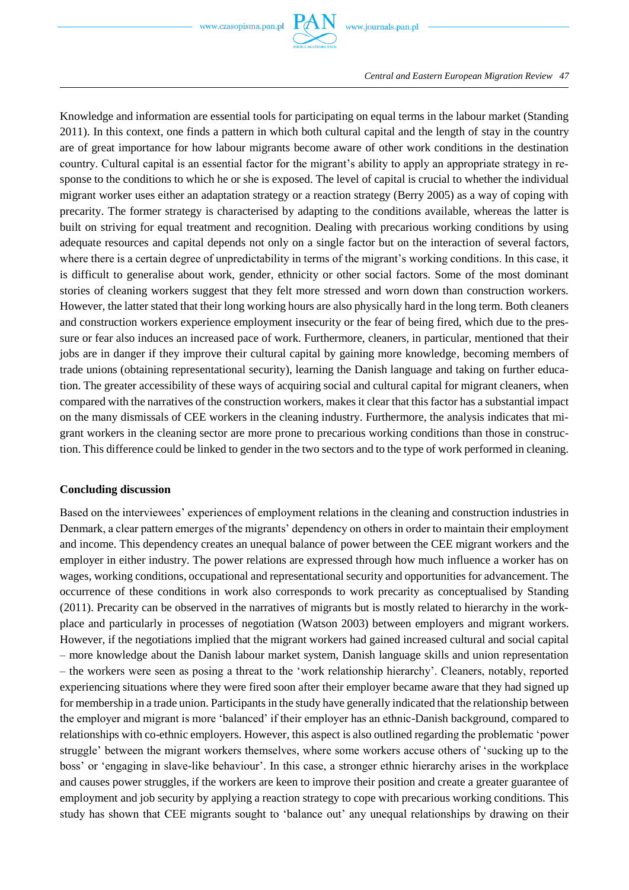Knowledge and information are essential tools for participating on equal terms in the labour market (Standing 2011). In this context, one finds a pattern in which both cultural capital and the length of stay in the country are of great importance for how labour migrants become aware of other work conditions in the destination country. Cultural capital is an essential factor for the migrant's ability to apply an appropriate strategy in response to the conditions to which he or she is exposed. The level of capital is crucial to whether the individual migrant worker uses either an adaptation strategy or a reaction strategy (Berry 2005) as a way of coping with precarity. The former strategy is characterised by adapting to the conditions available, whereas the latter is built on striving for equal treatment and recognition. Dealing with precarious working conditions by using adequate resources and capital depends not only on a single factor but on the interaction of several factors, where there is a certain degree of unpredictability in terms of the migrant's working conditions. In this case, it is difficult to generalise about work, gender, ethnicity or other social factors. Some of the most dominant stories of cleaning workers suggest that they felt more stressed and worn down than construction workers. However, the latter stated that their long working hours are also physically hard in the long term. Both cleaners and construction workers experience employment insecurity or the fear of being fired, which due to the pressure or fear also induces an increased pace of work. Furthermore, cleaners, in particular, mentioned that their jobs are in danger if they improve their cultural capital by gaining more knowledge, becoming members of trade unions (obtaining representational security), learning the Danish language and taking on further education. The greater accessibility of these ways of acquiring social and cultural capital for migrant cleaners, when compared with the narratives of the construction workers, makes it clear that this factor has a substantial impact on the many dismissals of CEE workers in the cleaning industry. Furthermore, the analysis indicates that migrant workers in the cleaning sector are more prone to precarious working conditions than those in construction. This difference could be linked to gender in the two sectors and to the type of work performed in cleaning.

## Concluding discussion

Based on the interviewees' experiences of employment relations in the cleaning and construction industries in Denmark, a clear pattern emerges of the migrants' dependency on others in order to maintain their employment and income. This dependency creates an unequal balance of power between the CEE migrant workers and the employer in either industry. The power relations are expressed through how much influence a worker has on wages, working conditions, occupational and representational security and opportunities for advancement. The occurrence of these conditions in work also corresponds to work precarity as conceptualised by Standing (2011). Precarity can be observed in the narratives of migrants but is mostly related to hierarchy in the workplace and particularly in processes of negotiation (Watson 2003) between employers and migrant workers. However, if the negotiations implied that the migrant workers had gained increased cultural and social capital – more knowledge about the Danish labour market system, Danish language skills and union representation – the workers were seen as posing a threat to the 'work relationship hierarchy'. Cleaners, notably, reported experiencing situations where they were fired soon after their employer became aware that they had signed up for membership in a trade union. Participants in the study have generally indicated that the relationship between the employer and migrant is more 'balanced' if their employer has an ethnic-Danish background, compared to relationships with co-ethnic employers. However, this aspect is also outlined regarding the problematic 'power struggle' between the migrant workers themselves, where some workers accuse others of 'sucking up to the boss' or 'engaging in slave-like behaviour'. In this case, a stronger ethnic hierarchy arises in the workplace and causes power struggles, if the workers are keen to improve their position and create a greater guarantee of employment and job security by applying a reaction strategy to cope with precarious working conditions. This study has shown that CEE migrants sought to 'balance out' any unequal relationships by drawing on their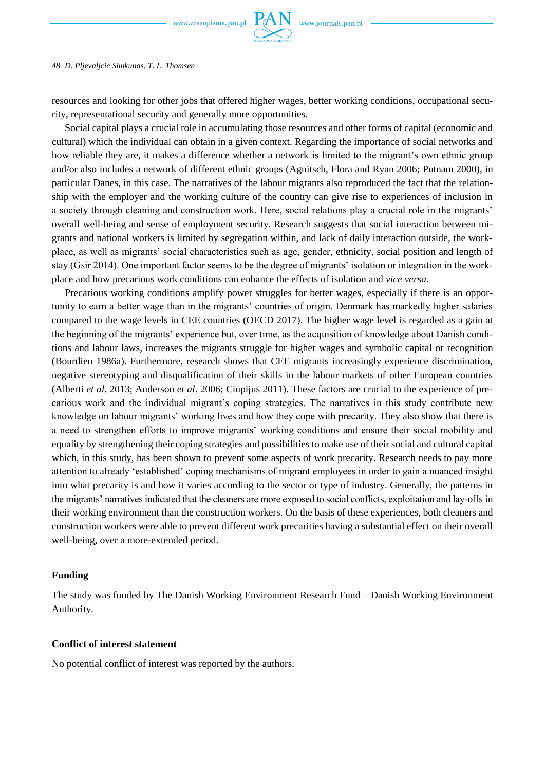resources and looking for other jobs that offered higher wages, better working conditions, occupational security, representational security and generally more opportunities.

Social capital plays a crucial role in accumulating those resources and other forms of capital (economic and cultural) which the individual can obtain in a given context. Regarding the importance of social networks and how reliable they are, it makes a difference whether a network is limited to the migrant's own ethnic group and/or also includes a network of different ethnic groups (Agnitsch, Flora and Ryan 2006; Putnam 2000), in particular Danes, in this case. The narratives of the labour migrants also reproduced the fact that the relationship with the employer and the working culture of the country can give rise to experiences of inclusion in a society through cleaning and construction work. Here, social relations play a crucial role in the migrants' overall well-being and sense of employment security. Research suggests that social interaction between migrants and national workers is limited by segregation within, and lack of daily interaction outside, the workplace, as well as migrants' social characteristics such as age, gender, ethnicity, social position and length of stay (Gsir 2014). One important factor seems to be the degree of migrants' isolation or integration in the workplace and how precarious work conditions can enhance the effects of isolation and *vice versa*.

Precarious working conditions amplify power struggles for better wages, especially if there is an opportunity to earn a better wage than in the migrants' countries of origin. Denmark has markedly higher salaries compared to the wage levels in CEE countries (OECD 2017). The higher wage level is regarded as a gain at the beginning of the migrants' experience but, over time, as the acquisition of knowledge about Danish conditions and labour laws, increases the migrants struggle for higher wages and symbolic capital or recognition (Bourdieu 1986a). Furthermore, research shows that CEE migrants increasingly experience discrimination, negative stereotyping and disqualification of their skills in the labour markets of other European countries (Alberti *et al*. 2013; Anderson *et al*. 2006; Ciupijus 2011). These factors are crucial to the experience of precarious work and the individual migrant's coping strategies. The narratives in this study contribute new knowledge on labour migrants' working lives and how they cope with precarity. They also show that there is a need to strengthen efforts to improve migrants' working conditions and ensure their social mobility and equality by strengthening their coping strategies and possibilities to make use of their social and cultural capital which, in this study, has been shown to prevent some aspects of work precarity. Research needs to pay more attention to already 'established' coping mechanisms of migrant employees in order to gain a nuanced insight into what precarity is and how it varies according to the sector or type of industry. Generally, the patterns in the migrants' narratives indicated that the cleaners are more exposed to social conflicts, exploitation and lay-offs in their working environment than the construction workers. On the basis of these experiences, both cleaners and construction workers were able to prevent different work precarities having a substantial effect on their overall well-being, over a more-extended period.

## Funding

The study was funded by The Danish Working Environment Research Fund – Danish Working Environment Authority.

## Conflict of interest statement

No potential conflict of interest was reported by the authors.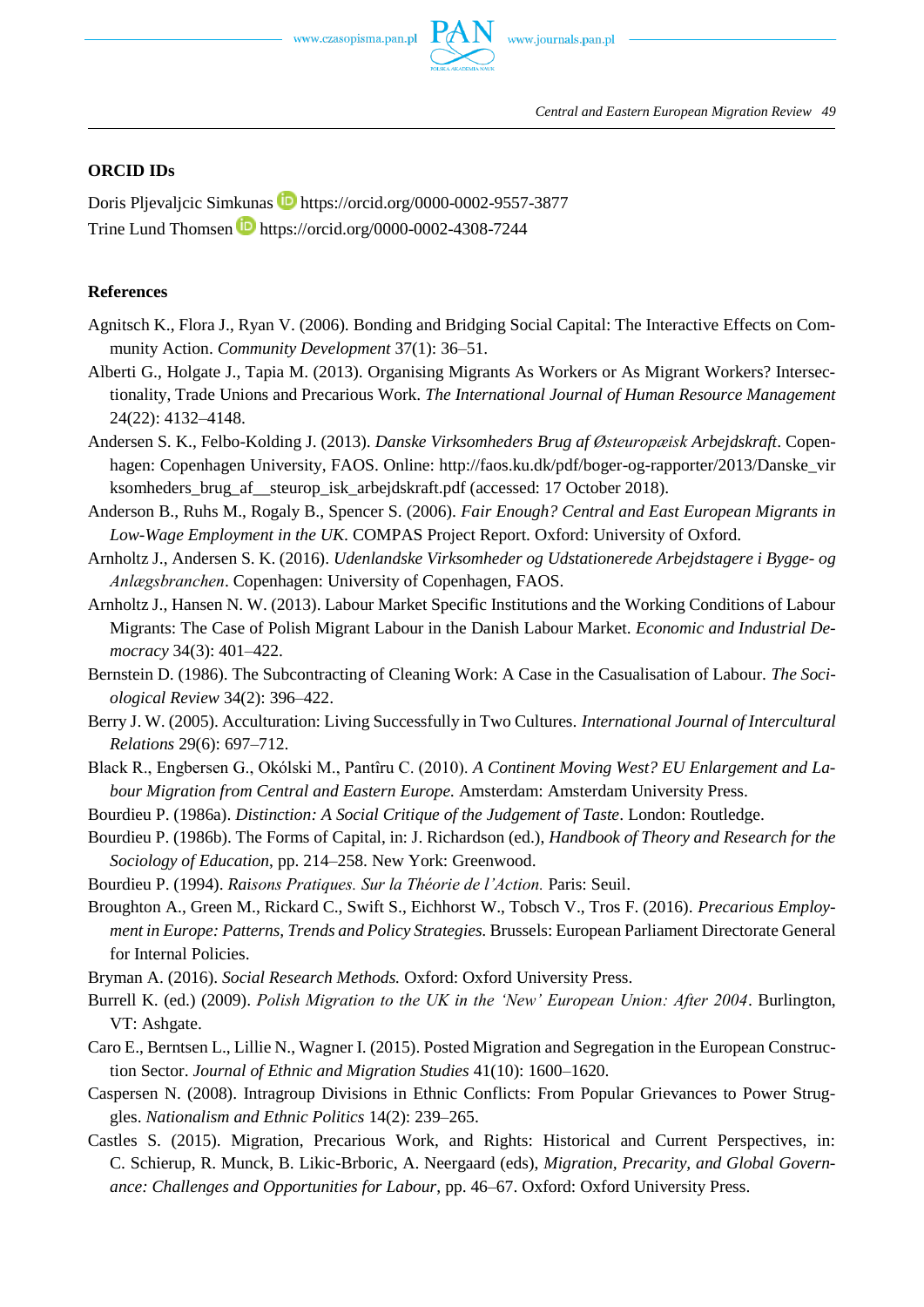### ORCID IDs

Doris Pljevaljcic Simkunas https://orcid.org/0000-0002-9557-3877
Trine Lund Thomsen https://orcid.org/0000-0002-4308-7244

### References

Agnitsch K., Flora J., Ryan V. (2006). Bonding and Bridging Social Capital: The Interactive Effects on Community Action. *Community Development* 37(1): 36–51.

Alberti G., Holgate J., Tapia M. (2013). Organising Migrants As Workers or As Migrant Workers? Intersectionality, Trade Unions and Precarious Work. *The International Journal of Human Resource Management* 24(22): 4132–4148.

Andersen S. K., Felbo-Kolding J. (2013). *Danske Virksomheders Brug af Østeuropæisk Arbejdskraft*. Copenhagen: Copenhagen University, FAOS. Online: http://faos.ku.dk/pdf/boger-og-rapporter/2013/Danske_virksomheders_brug_af__steurop_isk_arbejdskraft.pdf (accessed: 17 October 2018).

Anderson B., Ruhs M., Rogaly B., Spencer S. (2006). *Fair Enough? Central and East European Migrants in Low-Wage Employment in the UK*. COMPAS Project Report. Oxford: University of Oxford.

Arnholtz J., Andersen S. K. (2016). *Udenlandske Virksomheder og Udstationerede Arbejdstagere i Bygge- og Anlægsbranchen*. Copenhagen: University of Copenhagen, FAOS.

Arnholtz J., Hansen N. W. (2013). Labour Market Specific Institutions and the Working Conditions of Labour Migrants: The Case of Polish Migrant Labour in the Danish Labour Market. *Economic and Industrial Democracy* 34(3): 401–422.

Bernstein D. (1986). The Subcontracting of Cleaning Work: A Case in the Casualisation of Labour. *The Sociological Review* 34(2): 396–422.

Berry J. W. (2005). Acculturation: Living Successfully in Two Cultures. *International Journal of Intercultural Relations* 29(6): 697–712.

Black R., Engbersen G., Okólski M., Pantîru C. (2010). *A Continent Moving West? EU Enlargement and Labour Migration from Central and Eastern Europe.* Amsterdam: Amsterdam University Press.

Bourdieu P. (1986a). *Distinction: A Social Critique of the Judgement of Taste*. London: Routledge.

Bourdieu P. (1986b). The Forms of Capital, in: J. Richardson (ed.), *Handbook of Theory and Research for the Sociology of Education*, pp. 214–258. New York: Greenwood.

Bourdieu P. (1994). *Raisons Pratiques. Sur la Théorie de l'Action.* Paris: Seuil.

Broughton A., Green M., Rickard C., Swift S., Eichhorst W., Tobsch V., Tros F. (2016). *Precarious Employment in Europe: Patterns, Trends and Policy Strategies.* Brussels: European Parliament Directorate General for Internal Policies.

Bryman A. (2016). *Social Research Methods.* Oxford: Oxford University Press.

Burrell K. (ed.) (2009). *Polish Migration to the UK in the 'New' European Union: After 2004*. Burlington, VT: Ashgate.

Caro E., Berntsen L., Lillie N., Wagner I. (2015). Posted Migration and Segregation in the European Construction Sector. *Journal of Ethnic and Migration Studies* 41(10): 1600–1620.

Caspersen N. (2008). Intragroup Divisions in Ethnic Conflicts: From Popular Grievances to Power Struggles. *Nationalism and Ethnic Politics* 14(2): 239–265.

Castles S. (2015). Migration, Precarious Work, and Rights: Historical and Current Perspectives, in: C. Schierup, R. Munck, B. Likic-Brboric, A. Neergaard (eds), *Migration, Precarity, and Global Governance: Challenges and Opportunities for Labour*, pp. 46–67. Oxford: Oxford University Press.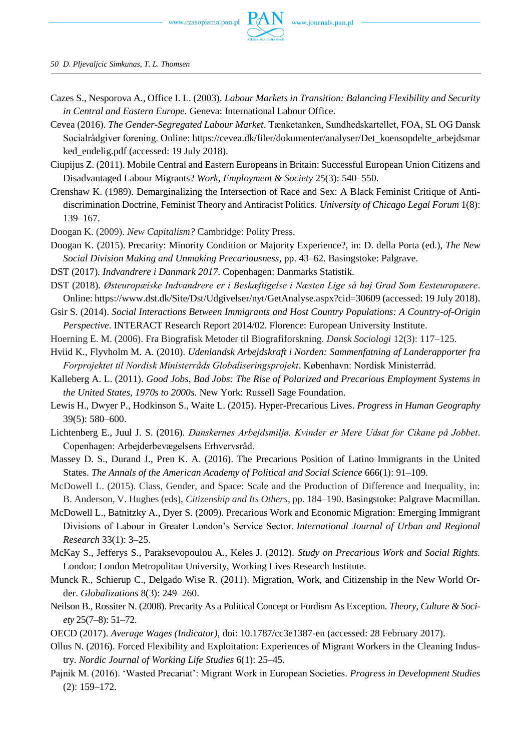Cazes S., Nesporova A., Office I. L. (2003). *Labour Markets in Transition: Balancing Flexibility and Security in Central and Eastern Europe.* Geneva: International Labour Office.

Cevea (2016). *The Gender-Segregated Labour Market*. Tænketanken, Sundhedskartellet, FOA, SL OG Dansk Socialrådgiver forening. Online: https://cevea.dk/filer/dokumenter/analyser/Det_koensopdelte_arbejdsmarked_endelig.pdf (accessed: 19 July 2018).

Ciupijus Z. (2011). Mobile Central and Eastern Europeans in Britain: Successful European Union Citizens and Disadvantaged Labour Migrants? *Work, Employment & Society* 25(3): 540–550.

Crenshaw K. (1989). Demarginalizing the Intersection of Race and Sex: A Black Feminist Critique of Antidiscrimination Doctrine, Feminist Theory and Antiracist Politics. *University of Chicago Legal Forum* 1(8): 139–167.

Doogan K. (2009). *New Capitalism?* Cambridge: Polity Press.

Doogan K. (2015). Precarity: Minority Condition or Majority Experience?, in: D. della Porta (ed.), *The New Social Division Making and Unmaking Precariousness*, pp. 43–62. Basingstoke: Palgrave.

DST (2017). *Indvandrere i Danmark 2017*. Copenhagen: Danmarks Statistik.

DST (2018). *Østeuropæiske Indvandrere er i Beskæftigelse i Næsten Lige så høj Grad Som Eesteuropæere*. Online: https://www.dst.dk/Site/Dst/Udgivelser/nyt/GetAnalyse.aspx?cid=30609 (accessed: 19 July 2018).

Gsir S. (2014). *Social Interactions Between Immigrants and Host Country Populations: A Country-of-Origin Perspective*. INTERACT Research Report 2014/02. Florence: European University Institute.

Hoerning E. M. (2006). Fra Biografisk Metoder til Biografiforskning. *Dansk Sociologi* 12(3): 117–125.

Hviid K., Flyvholm M. A. (2010). *Udenlandsk Arbejdskraft i Norden: Sammenfatning af Landerapporter fra Forprojektet til Nordisk Ministerråds Globaliseringsprojekt*. København: Nordisk Ministerråd.

Kalleberg A. L. (2011). *Good Jobs, Bad Jobs: The Rise of Polarized and Precarious Employment Systems in the United States, 1970s to 2000s.* New York: Russell Sage Foundation.

Lewis H., Dwyer P., Hodkinson S., Waite L. (2015). Hyper-Precarious Lives. *Progress in Human Geography* 39(5): 580–600.

Lichtenberg E., Juul J. S. (2016). *Danskernes Arbejdsmiljø. Kvinder er Mere Udsat for Cikane på Jobbet*. Copenhagen: Arbejderbevægelsens Erhvervsråd.

Massey D. S., Durand J., Pren K. A. (2016). The Precarious Position of Latino Immigrants in the United States. *The Annals of the American Academy of Political and Social Science* 666(1): 91–109.

McDowell L. (2015). Class, Gender, and Space: Scale and the Production of Difference and Inequality, in: B. Anderson, V. Hughes (eds), *Citizenship and Its Others*, pp. 184–190. Basingstoke: Palgrave Macmillan.

McDowell L., Batnitzky A., Dyer S. (2009). Precarious Work and Economic Migration: Emerging Immigrant Divisions of Labour in Greater London's Service Sector. *International Journal of Urban and Regional Research* 33(1): 3–25.

McKay S., Jefferys S., Paraksevopoulou A., Keles J. (2012). *Study on Precarious Work and Social Rights.* London: London Metropolitan University, Working Lives Research Institute.

Munck R., Schierup C., Delgado Wise R. (2011). Migration, Work, and Citizenship in the New World Order. *Globalizations* 8(3): 249–260.

Neilson B., Rossiter N. (2008). Precarity As a Political Concept or Fordism As Exception. *Theory, Culture & Society* 25(7–8): 51–72.

OECD (2017). *Average Wages (Indicator)*, doi: 10.1787/cc3e1387-en (accessed: 28 February 2017).

Ollus N. (2016). Forced Flexibility and Exploitation: Experiences of Migrant Workers in the Cleaning Industry. *Nordic Journal of Working Life Studies* 6(1): 25–45.

Pajnik M. (2016). 'Wasted Precariat': Migrant Work in European Societies. *Progress in Development Studies* (2): 159–172.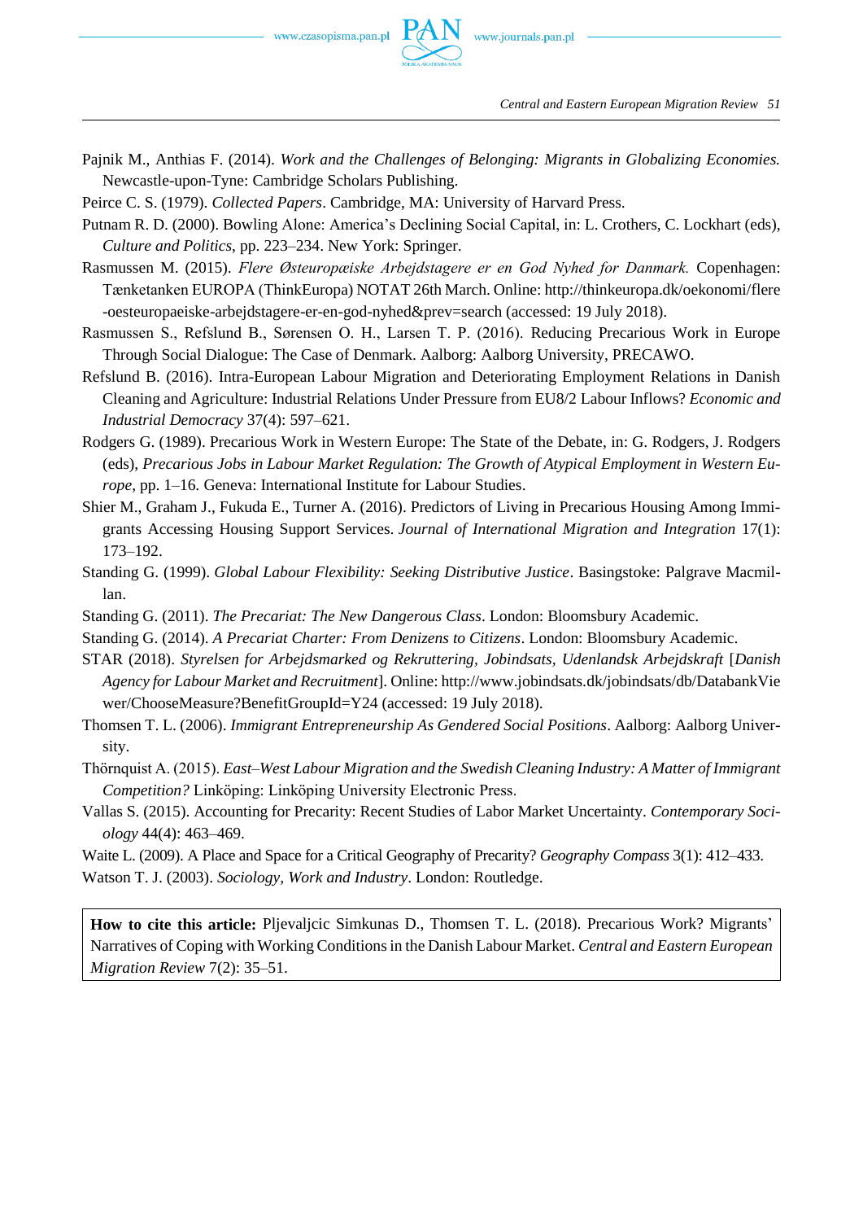Pajnik M., Anthias F. (2014). *Work and the Challenges of Belonging: Migrants in Globalizing Economies.* Newcastle-upon-Tyne: Cambridge Scholars Publishing.

Peirce C. S. (1979). *Collected Papers*. Cambridge, MA: University of Harvard Press.

Putnam R. D. (2000). Bowling Alone: America's Declining Social Capital, in: L. Crothers, C. Lockhart (eds), *Culture and Politics*, pp. 223–234. New York: Springer.

Rasmussen M. (2015). *Flere Østeuropæiske Arbejdstagere er en God Nyhed for Danmark.* Copenhagen: Tænketanken EUROPA (ThinkEuropa) NOTAT 26th March. Online: http://thinkeuropa.dk/oekonomi/flere-oesteuropaeiske-arbejdstagere-er-en-god-nyhed&prev=search (accessed: 19 July 2018).

Rasmussen S., Refslund B., Sørensen O. H., Larsen T. P. (2016). Reducing Precarious Work in Europe Through Social Dialogue: The Case of Denmark. Aalborg: Aalborg University, PRECAWO.

Refslund B. (2016). Intra-European Labour Migration and Deteriorating Employment Relations in Danish Cleaning and Agriculture: Industrial Relations Under Pressure from EU8/2 Labour Inflows? *Economic and Industrial Democracy* 37(4): 597–621.

Rodgers G. (1989). Precarious Work in Western Europe: The State of the Debate, in: G. Rodgers, J. Rodgers (eds), *Precarious Jobs in Labour Market Regulation: The Growth of Atypical Employment in Western Europe*, pp. 1–16. Geneva: International Institute for Labour Studies.

Shier M., Graham J., Fukuda E., Turner A. (2016). Predictors of Living in Precarious Housing Among Immigrants Accessing Housing Support Services. *Journal of International Migration and Integration* 17(1): 173–192.

Standing G. (1999). *Global Labour Flexibility: Seeking Distributive Justice*. Basingstoke: Palgrave Macmillan.

Standing G. (2011). *The Precariat: The New Dangerous Class*. London: Bloomsbury Academic.

Standing G. (2014). *A Precariat Charter: From Denizens to Citizens*. London: Bloomsbury Academic.

STAR (2018). *Styrelsen for Arbejdsmarked og Rekruttering, Jobindsats, Udenlandsk Arbejdskraft* [*Danish Agency for Labour Market and Recruitment*]. Online: http://www.jobindsats.dk/jobindsats/db/DatabankViewer/ChooseMeasure?BenefitGroupId=Y24 (accessed: 19 July 2018).

Thomsen T. L. (2006). *Immigrant Entrepreneurship As Gendered Social Positions*. Aalborg: Aalborg University.

Thörnquist A. (2015). *East–West Labour Migration and the Swedish Cleaning Industry: A Matter of Immigrant Competition?* Linköping: Linköping University Electronic Press.

Vallas S. (2015). Accounting for Precarity: Recent Studies of Labor Market Uncertainty. *Contemporary Sociology* 44(4): 463–469.

Waite L. (2009). A Place and Space for a Critical Geography of Precarity? *Geography Compass* 3(1): 412–433.

Watson T. J. (2003). *Sociology, Work and Industry*. London: Routledge.

**How to cite this article:** Pljevaljcic Simkunas D., Thomsen T. L. (2018). Precarious Work? Migrants' Narratives of Coping with Working Conditions in the Danish Labour Market. *Central and Eastern European Migration Review* 7(2): 35–51.